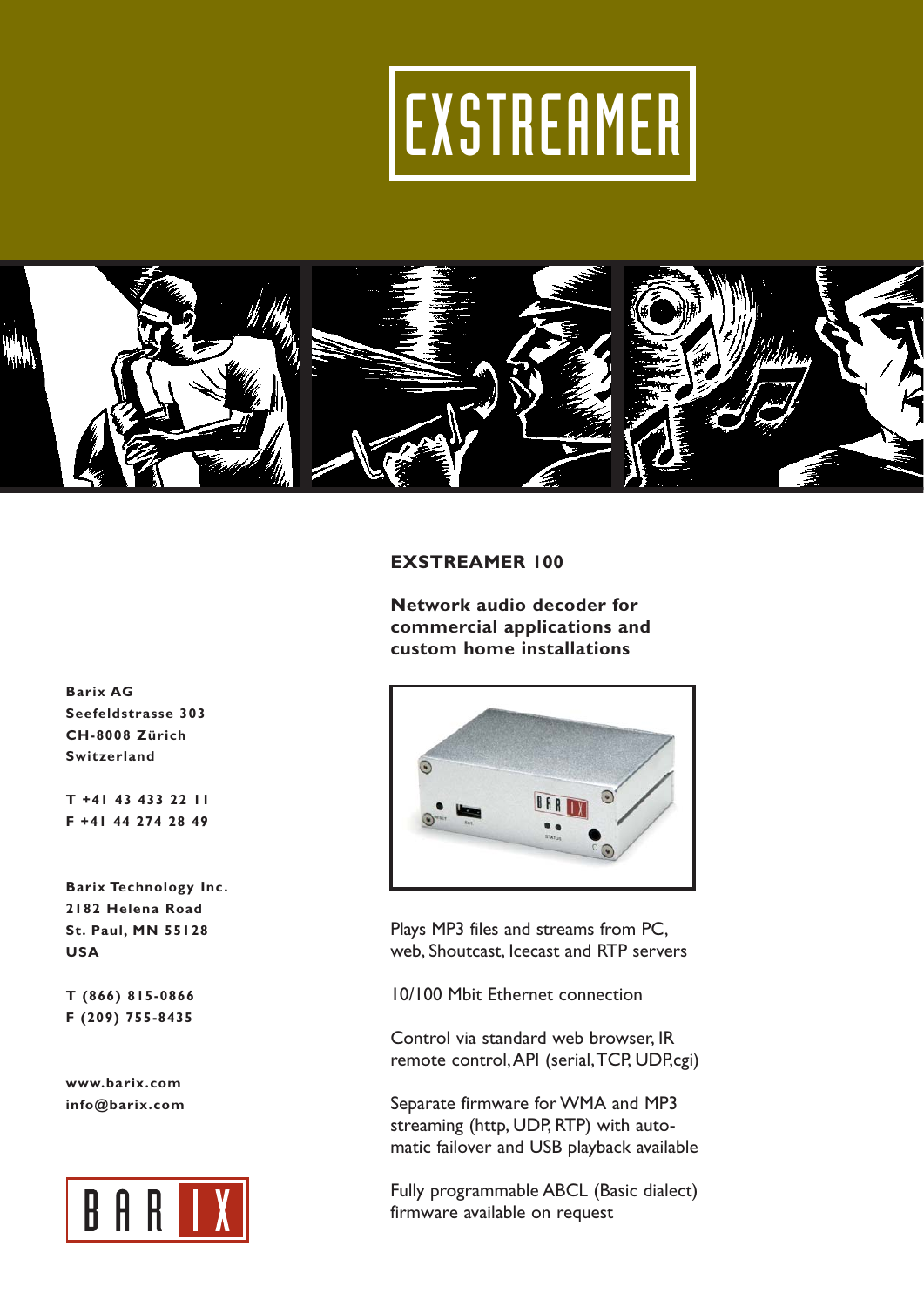# EXSTREAMER

## EXSTREAMER 100

**Network audio decoder for commercial applications and custom home installations**

Plays MP3 files and streams from PC, web, Shoutcast, Icecast and RTP servers

10/100 Mbit Ethernet connection

Control via standard web browser, IR remote control, API (serial, TCP, UDP, cgi)

Separate firmware for WMA and MP3 streaming (http, UDP, RTP) with automatic failover and USB playback available

Fully programmable ABCL (Basic dialect) firmware available on request

**Barix AG**
**Seefeldstrasse 303**
**CH-8008 Zürich**
**Switzerland**

**T +41 43 433 22 11**
**F +41 44 274 28 49**

**Barix Technology Inc.**
**2182 Helena Road**
**St. Paul, MN 55128**
**USA**

**T (866) 815-0866**
**F (209) 755-8435**

**www.barix.com**
**info@barix.com**

BARIX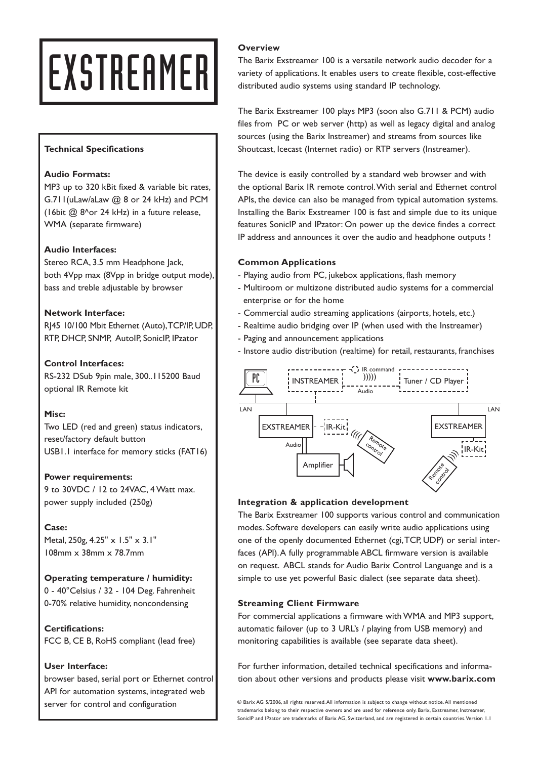# EXSTREAMER

## Technical Specifications

**Audio Formats:**
MP3 up to 320 kBit fixed & variable bit rates, G.711(uLaw/aLaw @ 8 or 24 kHz) and PCM (16bit @ 8^or 24 kHz) in a future release, WMA (separate firmware)

**Audio Interfaces:**
Stereo RCA, 3.5 mm Headphone Jack, both 4Vpp max (8Vpp in bridge output mode), bass and treble adjustable by browser

**Network Interface:**
RJ45 10/100 Mbit Ethernet (Auto), TCP/IP, UDP, RTP, DHCP, SNMP, AutoIP, SonicIP, IPzator

**Control Interfaces:**
RS-232 DSub 9pin male, 300..115200 Baud
optional IR Remote kit

**Misc:**
Two LED (red and green) status indicators, reset/factory default button
USB1.1 interface for memory sticks (FAT16)

**Power requirements:**
9 to 30VDC / 12 to 24VAC, 4 Watt max.
power supply included (250g)

**Case:**
Metal, 250g, 4.25" x 1.5" x 3.1"
108mm x 38mm x 78.7mm

**Operating temperature / humidity:**
0 - 40°Celsius / 32 - 104 Deg. Fahrenheit
0-70% relative humidity, noncondensing

**Certifications:**
FCC B, CE B, RoHS compliant (lead free)

**User Interface:**
browser based, serial port or Ethernet control API for automation systems, integrated web server for control and configuration

## Overview

The Barix Exstreamer 100 is a versatile network audio decoder for a variety of applications. It enables users to create flexible, cost-effective distributed audio systems using standard IP technology.

The Barix Exstreamer 100 plays MP3 (soon also G.711 & PCM) audio files from PC or web server (http) as well as legacy digital and analog sources (using the Barix Instreamer) and streams from sources like Shoutcast, Icecast (Internet radio) or RTP servers (Instreamer).

The device is easily controlled by a standard web browser and with the optional Barix IR remote control. With serial and Ethernet control APIs, the device can also be managed from typical automation systems. Installing the Barix Exstreamer 100 is fast and simple due to its unique features SonicIP and IPzator: On power up the device findes a correct IP address and announces it over the audio and headphone outputs !

## Common Applications

- Playing audio from PC, jukebox applications, flash memory
- Multiroom or multizone distributed audio systems for a commercial enterprise or for the home
- Commercial audio streaming applications (airports, hotels, etc.)
- Realtime audio bridging over IP (when used with the Instreamer)
- Paging and announcement applications
- Instore audio distribution (realtime) for retail, restaurants, franchises

PC
INSTREAMER
IR command
Audio
Tuner / CD Player
LAN
LAN
EXSTREAMER
IR-Kit
Remote control
Audio
Amplifier
EXSTREAMER
IR-Kit
Remote control

## Integration & application development

The Barix Exstreamer 100 supports various control and communication modes. Software developers can easily write audio applications using one of the openly documented Ethernet (cgi, TCP, UDP) or serial interfaces (API). A fully programmable ABCL firmware version is available on request. ABCL stands for Audio Barix Control Languange and is a simple to use yet powerful Basic dialect (see separate data sheet).

## Streaming Client Firmware

For commercial applications a firmware with WMA and MP3 support, automatic failover (up to 3 URL's / playing from USB memory) and monitoring capabilities is available (see separate data sheet).

For further information, detailed technical specifications and information about other versions and products please visit **www.barix.com**

© Barix AG 5/2006, all rights reserved. All information is subject to change without notice. All mentioned trademarks belong to their respective owners and are used for reference only. Barix, Exstreamer, Instreamer, SonicIP and IPzator are trademarks of Barix AG, Switzerland, and are registered in certain countries. Version 1.1